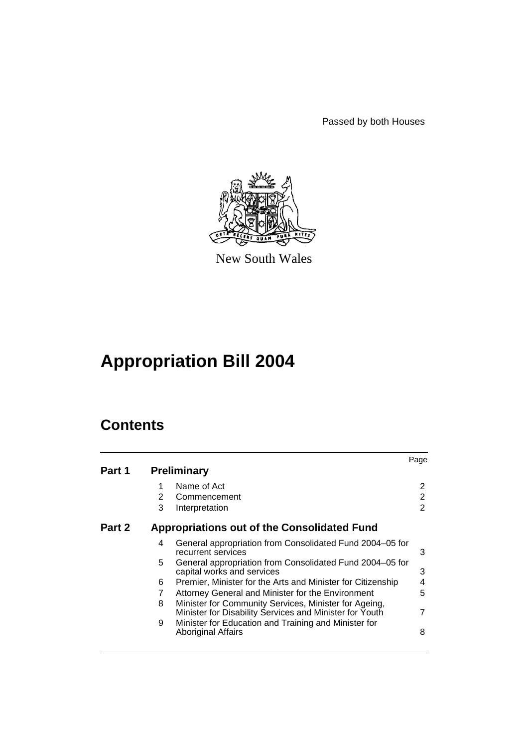Passed by both Houses

New South Wales

# Appropriation Bill 2004

## Contents

| | | | Page |
|---|---|---|---|
| **Part 1** | **Preliminary** | | |
| | 1 | Name of Act | 2 |
| | 2 | Commencement | 2 |
| | 3 | Interpretation | 2 |
| **Part 2** | **Appropriations out of the Consolidated Fund** | | |
| | 4 | General appropriation from Consolidated Fund 2004–05 for recurrent services | 3 |
| | 5 | General appropriation from Consolidated Fund 2004–05 for capital works and services | 3 |
| | 6 | Premier, Minister for the Arts and Minister for Citizenship | 4 |
| | 7 | Attorney General and Minister for the Environment | 5 |
| | 8 | Minister for Community Services, Minister for Ageing, Minister for Disability Services and Minister for Youth | 7 |
| | 9 | Minister for Education and Training and Minister for Aboriginal Affairs | 8 |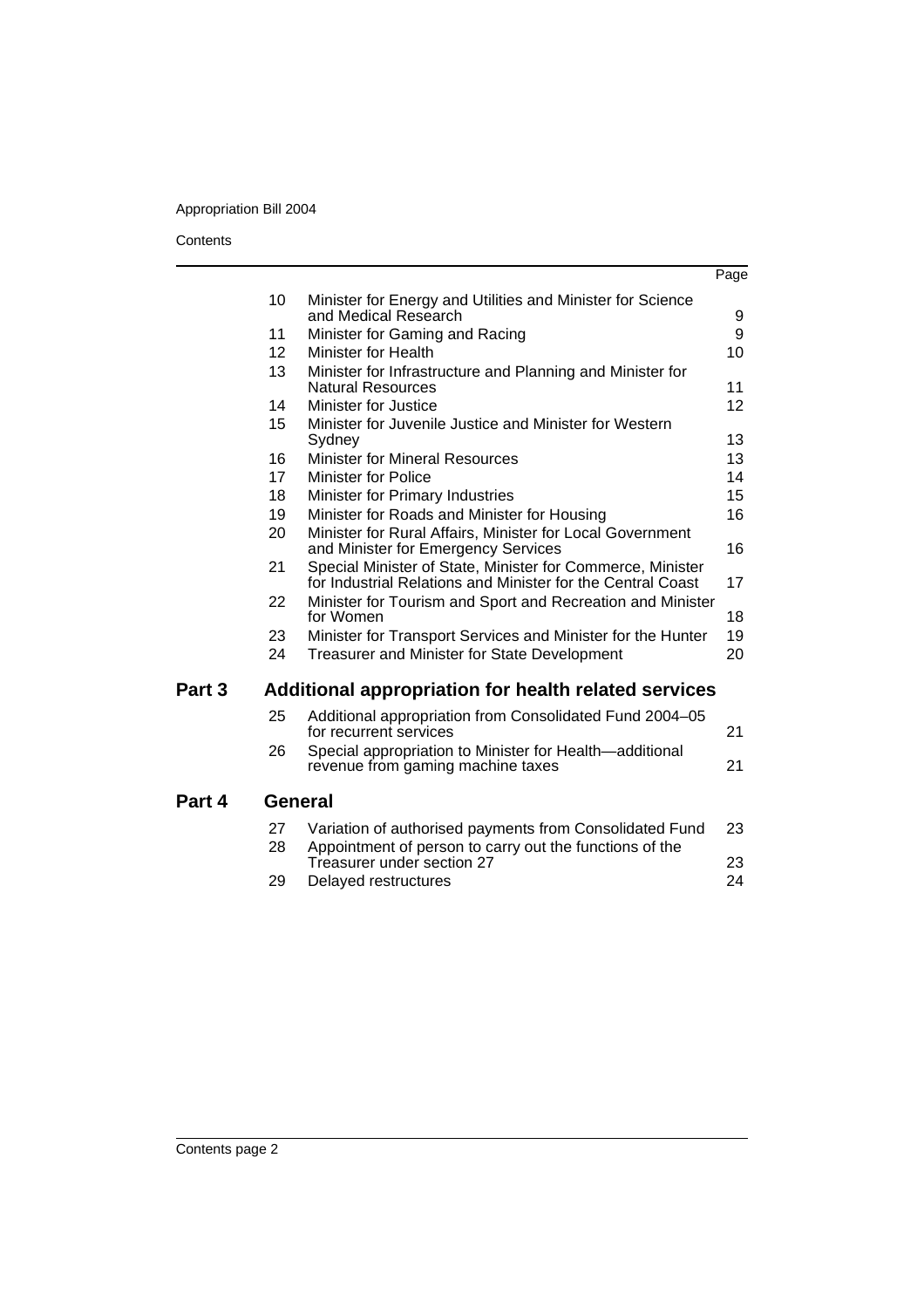| | | Page |
|---|---|---|
| 10 | Minister for Energy and Utilities and Minister for Science and Medical Research | 9 |
| 11 | Minister for Gaming and Racing | 9 |
| 12 | Minister for Health | 10 |
| 13 | Minister for Infrastructure and Planning and Minister for Natural Resources | 11 |
| 14 | Minister for Justice | 12 |
| 15 | Minister for Juvenile Justice and Minister for Western Sydney | 13 |
| 16 | Minister for Mineral Resources | 13 |
| 17 | Minister for Police | 14 |
| 18 | Minister for Primary Industries | 15 |
| 19 | Minister for Roads and Minister for Housing | 16 |
| 20 | Minister for Rural Affairs, Minister for Local Government and Minister for Emergency Services | 16 |
| 21 | Special Minister of State, Minister for Commerce, Minister for Industrial Relations and Minister for the Central Coast | 17 |
| 22 | Minister for Tourism and Sport and Recreation and Minister for Women | 18 |
| 23 | Minister for Transport Services and Minister for the Hunter | 19 |
| 24 | Treasurer and Minister for State Development | 20 |

## Part 3 Additional appropriation for health related services

| | | |
|---|---|---|
| 25 | Additional appropriation from Consolidated Fund 2004–05 for recurrent services | 21 |
| 26 | Special appropriation to Minister for Health—additional revenue from gaming machine taxes | 21 |

## Part 4 General

| | | |
|---|---|---|
| 27 | Variation of authorised payments from Consolidated Fund | 23 |
| 28 | Appointment of person to carry out the functions of the Treasurer under section 27 | 23 |
| 29 | Delayed restructures | 24 |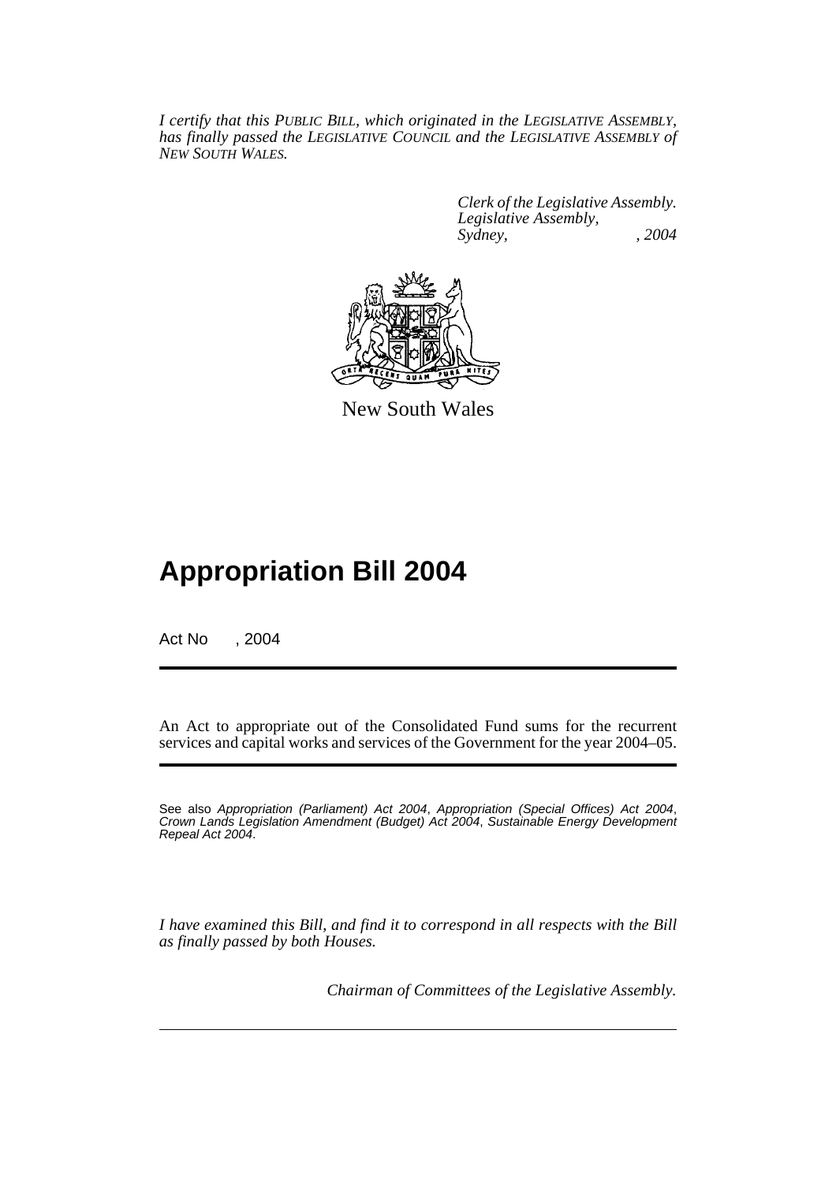*I certify that this PUBLIC BILL, which originated in the LEGISLATIVE ASSEMBLY, has finally passed the LEGISLATIVE COUNCIL and the LEGISLATIVE ASSEMBLY of NEW SOUTH WALES.*

*Clerk of the Legislative Assembly.*
*Legislative Assembly,*
*Sydney, , 2004*

New South Wales

# Appropriation Bill 2004

Act No , 2004

An Act to appropriate out of the Consolidated Fund sums for the recurrent services and capital works and services of the Government for the year 2004–05.

See also *Appropriation (Parliament) Act 2004*, *Appropriation (Special Offices) Act 2004*, *Crown Lands Legislation Amendment (Budget) Act 2004*, *Sustainable Energy Development Repeal Act 2004*.

*I have examined this Bill, and find it to correspond in all respects with the Bill as finally passed by both Houses.*

*Chairman of Committees of the Legislative Assembly.*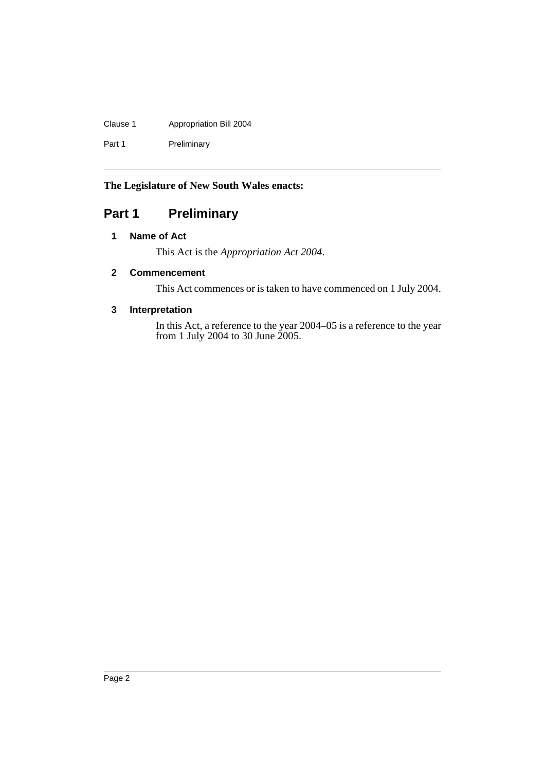**The Legislature of New South Wales enacts:**

# Part 1 Preliminary

### 1 Name of Act

This Act is the *Appropriation Act 2004*.

### 2 Commencement

This Act commences or is taken to have commenced on 1 July 2004.

### 3 Interpretation

In this Act, a reference to the year 2004–05 is a reference to the year from 1 July 2004 to 30 June 2005.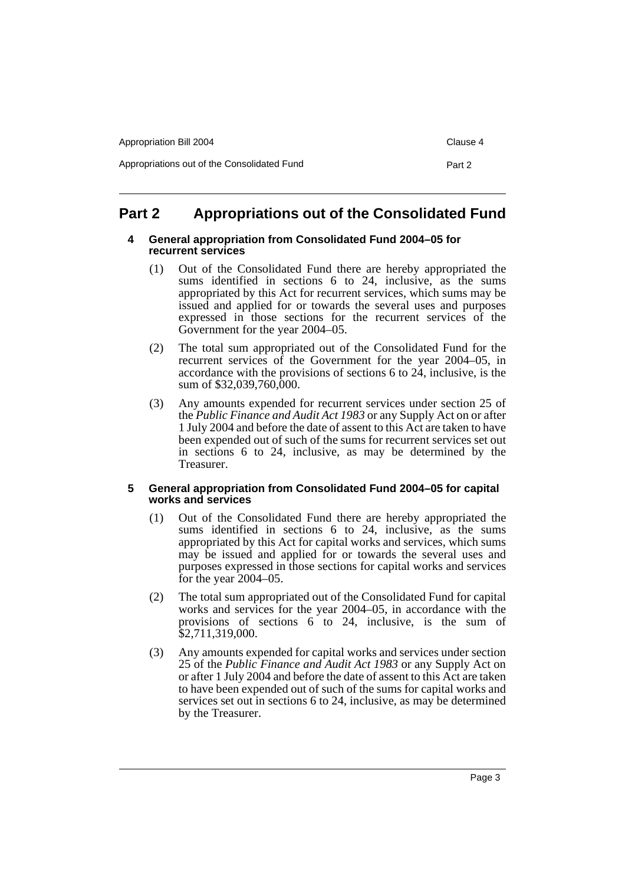## Part 2 Appropriations out of the Consolidated Fund

### 4 General appropriation from Consolidated Fund 2004–05 for recurrent services

(1) Out of the Consolidated Fund there are hereby appropriated the sums identified in sections 6 to 24, inclusive, as the sums appropriated by this Act for recurrent services, which sums may be issued and applied for or towards the several uses and purposes expressed in those sections for the recurrent services of the Government for the year 2004–05.

(2) The total sum appropriated out of the Consolidated Fund for the recurrent services of the Government for the year 2004–05, in accordance with the provisions of sections 6 to 24, inclusive, is the sum of $32,039,760,000.

(3) Any amounts expended for recurrent services under section 25 of the *Public Finance and Audit Act 1983* or any Supply Act on or after 1 July 2004 and before the date of assent to this Act are taken to have been expended out of such of the sums for recurrent services set out in sections 6 to 24, inclusive, as may be determined by the Treasurer.

### 5 General appropriation from Consolidated Fund 2004–05 for capital works and services

(1) Out of the Consolidated Fund there are hereby appropriated the sums identified in sections 6 to 24, inclusive, as the sums appropriated by this Act for capital works and services, which sums may be issued and applied for or towards the several uses and purposes expressed in those sections for capital works and services for the year 2004–05.

(2) The total sum appropriated out of the Consolidated Fund for capital works and services for the year 2004–05, in accordance with the provisions of sections 6 to 24, inclusive, is the sum of $2,711,319,000.

(3) Any amounts expended for capital works and services under section 25 of the *Public Finance and Audit Act 1983* or any Supply Act on or after 1 July 2004 and before the date of assent to this Act are taken to have been expended out of such of the sums for capital works and services set out in sections 6 to 24, inclusive, as may be determined by the Treasurer.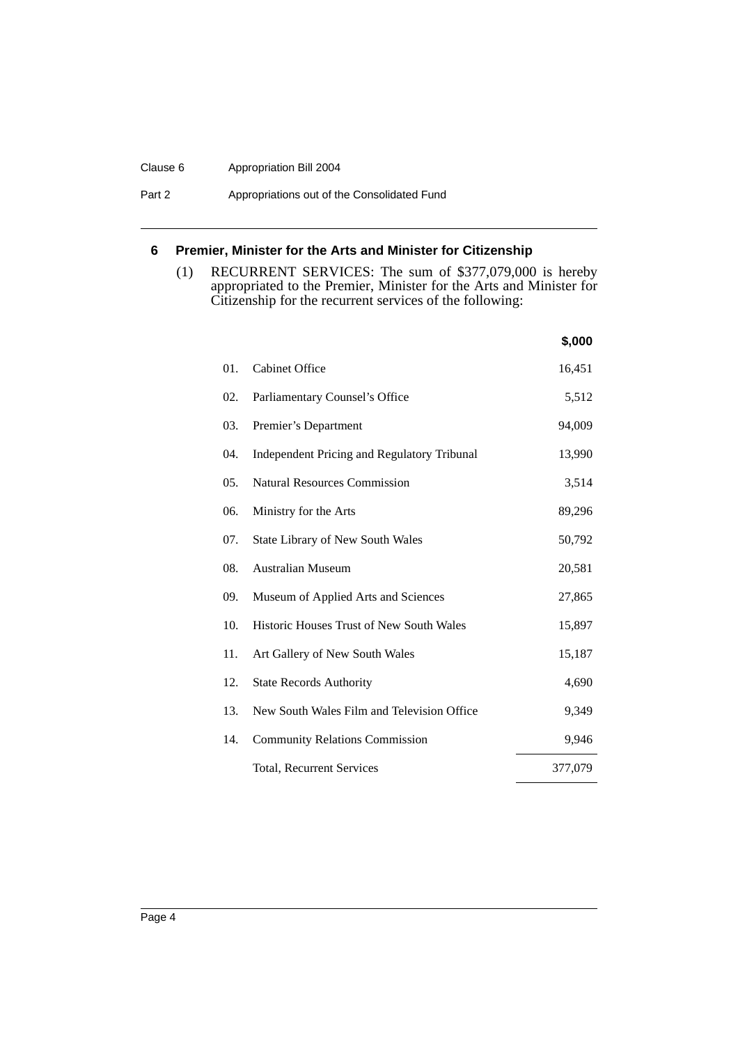### 6 Premier, Minister for the Arts and Minister for Citizenship

(1) RECURRENT SERVICES: The sum of $377,079,000 is hereby appropriated to the Premier, Minister for the Arts and Minister for Citizenship for the recurrent services of the following:

| | | $,000 |
|---|---|---|
| 01. | Cabinet Office | 16,451 |
| 02. | Parliamentary Counsel's Office | 5,512 |
| 03. | Premier's Department | 94,009 |
| 04. | Independent Pricing and Regulatory Tribunal | 13,990 |
| 05. | Natural Resources Commission | 3,514 |
| 06. | Ministry for the Arts | 89,296 |
| 07. | State Library of New South Wales | 50,792 |
| 08. | Australian Museum | 20,581 |
| 09. | Museum of Applied Arts and Sciences | 27,865 |
| 10. | Historic Houses Trust of New South Wales | 15,897 |
| 11. | Art Gallery of New South Wales | 15,187 |
| 12. | State Records Authority | 4,690 |
| 13. | New South Wales Film and Television Office | 9,349 |
| 14. | Community Relations Commission | 9,946 |
| | Total, Recurrent Services | 377,079 |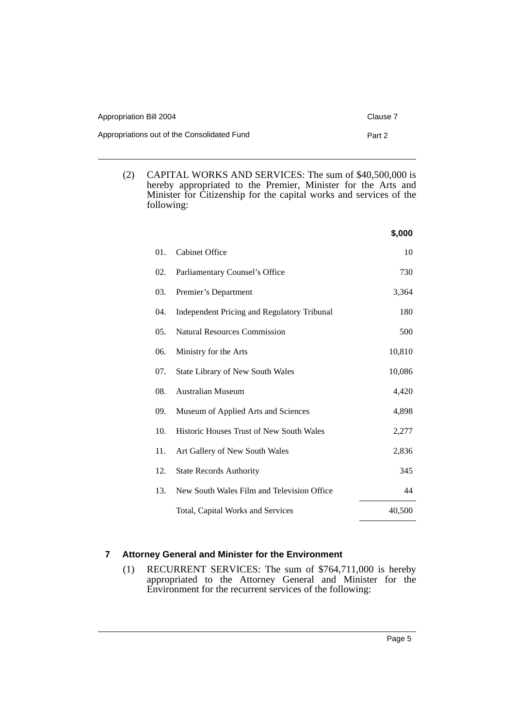(2) CAPITAL WORKS AND SERVICES: The sum of $40,500,000 is hereby appropriated to the Premier, Minister for the Arts and Minister for Citizenship for the capital works and services of the following:

| | | $,000 |
|---|---|---|
| 01. | Cabinet Office | 10 |
| 02. | Parliamentary Counsel's Office | 730 |
| 03. | Premier's Department | 3,364 |
| 04. | Independent Pricing and Regulatory Tribunal | 180 |
| 05. | Natural Resources Commission | 500 |
| 06. | Ministry for the Arts | 10,810 |
| 07. | State Library of New South Wales | 10,086 |
| 08. | Australian Museum | 4,420 |
| 09. | Museum of Applied Arts and Sciences | 4,898 |
| 10. | Historic Houses Trust of New South Wales | 2,277 |
| 11. | Art Gallery of New South Wales | 2,836 |
| 12. | State Records Authority | 345 |
| 13. | New South Wales Film and Television Office | 44 |
| | Total, Capital Works and Services | 40,500 |

### 7 Attorney General and Minister for the Environment

(1) RECURRENT SERVICES: The sum of $764,711,000 is hereby appropriated to the Attorney General and Minister for the Environment for the recurrent services of the following: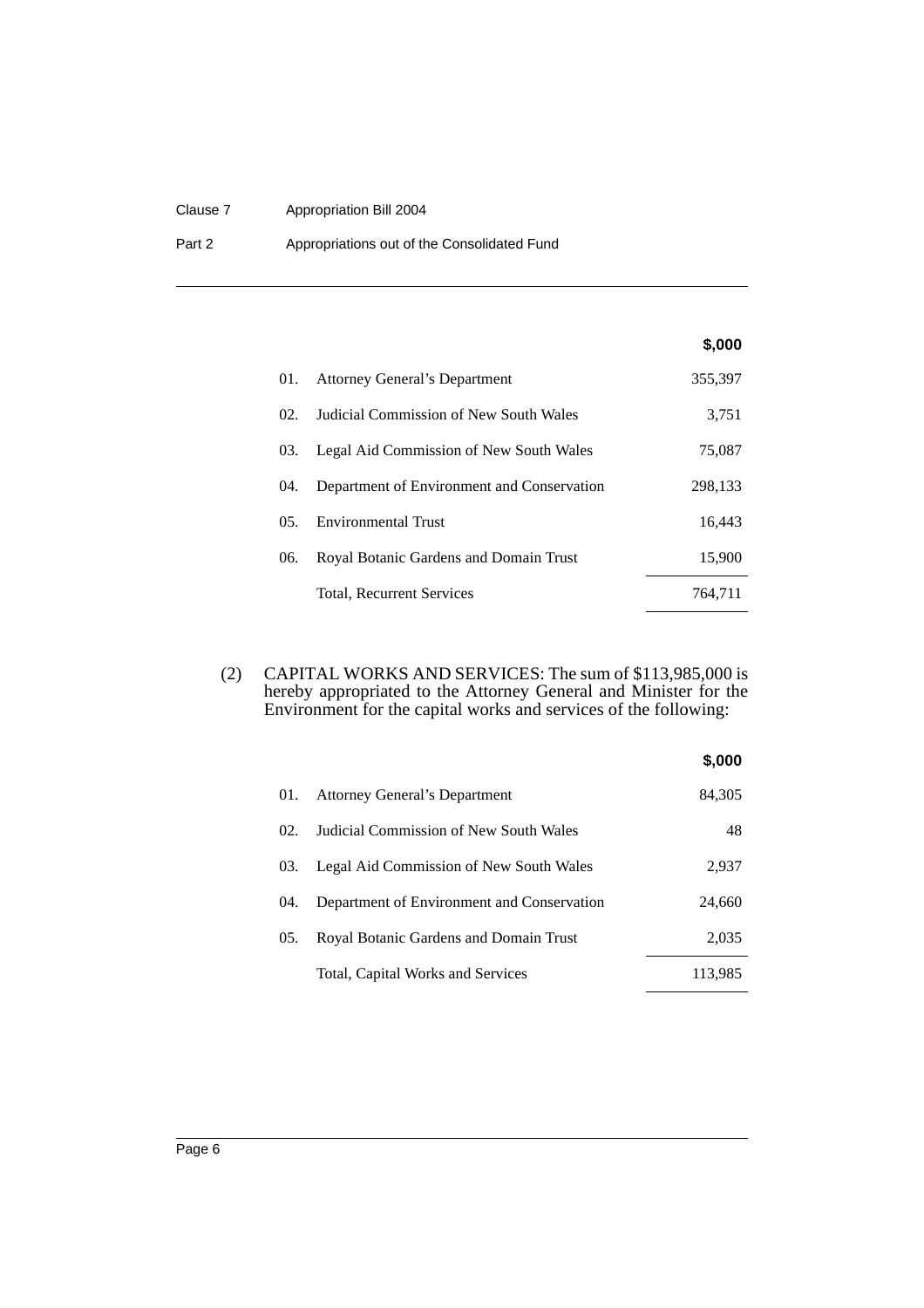| | | $,000 |
|---|---|---|
| 01. | Attorney General's Department | 355,397 |
| 02. | Judicial Commission of New South Wales | 3,751 |
| 03. | Legal Aid Commission of New South Wales | 75,087 |
| 04. | Department of Environment and Conservation | 298,133 |
| 05. | Environmental Trust | 16,443 |
| 06. | Royal Botanic Gardens and Domain Trust | 15,900 |
| | Total, Recurrent Services | 764,711 |

(2) CAPITAL WORKS AND SERVICES: The sum of $113,985,000 is hereby appropriated to the Attorney General and Minister for the Environment for the capital works and services of the following:

| | | $,000 |
|---|---|---|
| 01. | Attorney General's Department | 84,305 |
| 02. | Judicial Commission of New South Wales | 48 |
| 03. | Legal Aid Commission of New South Wales | 2,937 |
| 04. | Department of Environment and Conservation | 24,660 |
| 05. | Royal Botanic Gardens and Domain Trust | 2,035 |
| | Total, Capital Works and Services | 113,985 |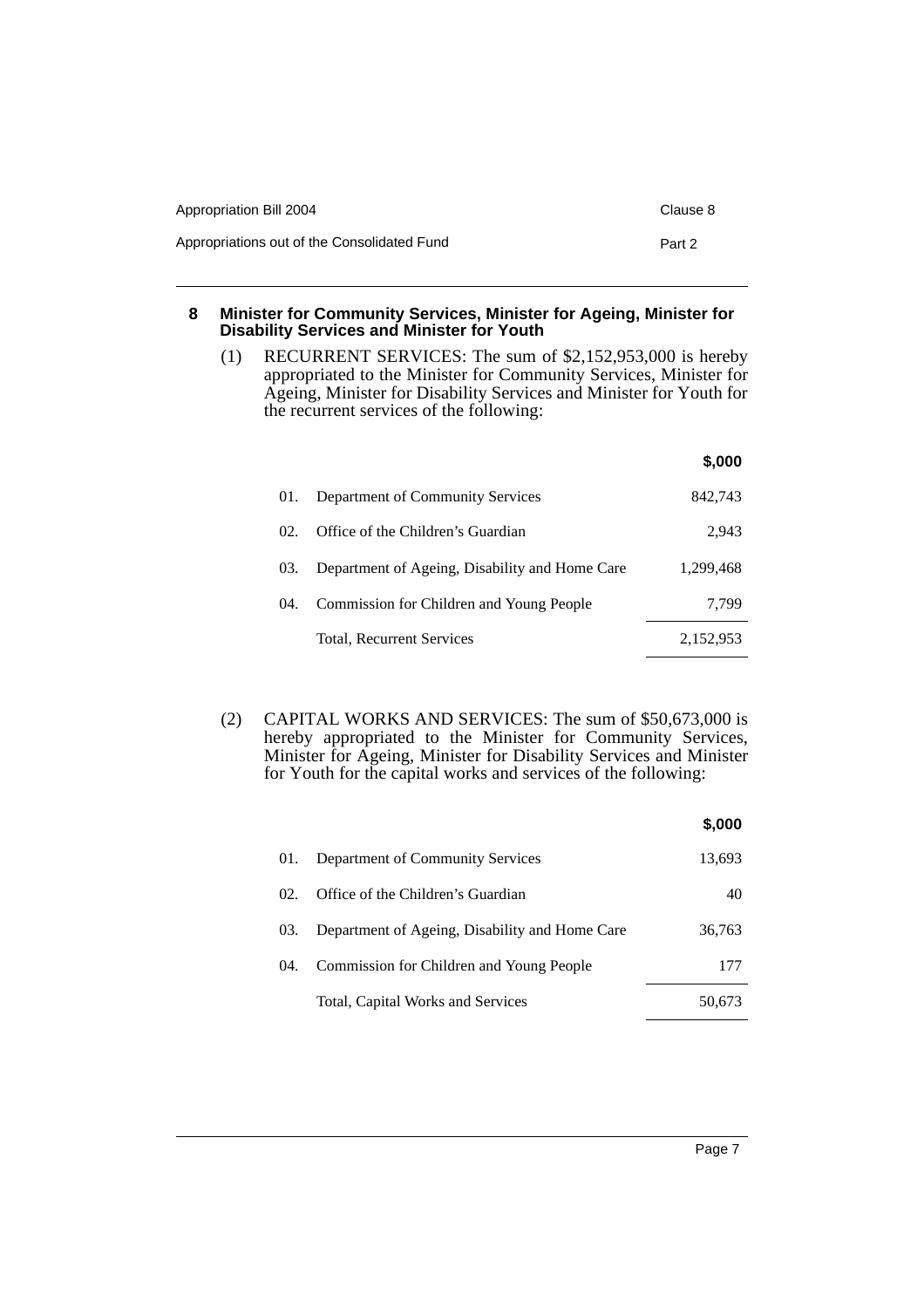## 8 Minister for Community Services, Minister for Ageing, Minister for Disability Services and Minister for Youth

(1) RECURRENT SERVICES: The sum of $2,152,953,000 is hereby appropriated to the Minister for Community Services, Minister for Ageing, Minister for Disability Services and Minister for Youth for the recurrent services of the following:

| | | $,000 |
|---|---|---|
| 01. | Department of Community Services | 842,743 |
| 02. | Office of the Children's Guardian | 2,943 |
| 03. | Department of Ageing, Disability and Home Care | 1,299,468 |
| 04. | Commission for Children and Young People | 7,799 |
| | Total, Recurrent Services | 2,152,953 |

(2) CAPITAL WORKS AND SERVICES: The sum of $50,673,000 is hereby appropriated to the Minister for Community Services, Minister for Ageing, Minister for Disability Services and Minister for Youth for the capital works and services of the following:

| | | $,000 |
|---|---|---|
| 01. | Department of Community Services | 13,693 |
| 02. | Office of the Children's Guardian | 40 |
| 03. | Department of Ageing, Disability and Home Care | 36,763 |
| 04. | Commission for Children and Young People | 177 |
| | Total, Capital Works and Services | 50,673 |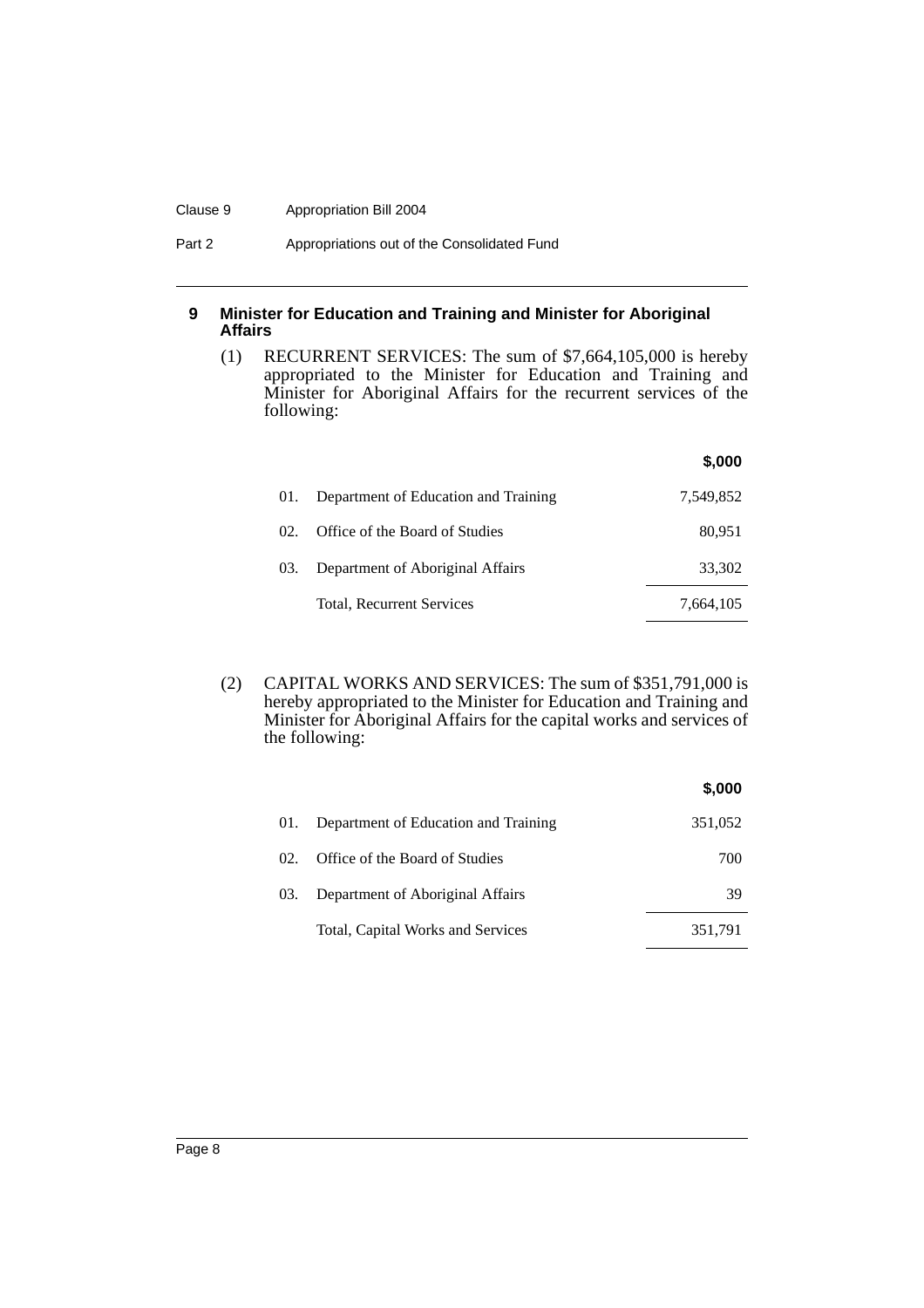## 9 Minister for Education and Training and Minister for Aboriginal Affairs

(1) RECURRENT SERVICES: The sum of $7,664,105,000 is hereby appropriated to the Minister for Education and Training and Minister for Aboriginal Affairs for the recurrent services of the following:

| | | $,000 |
|---|---|---|
| 01. | Department of Education and Training | 7,549,852 |
| 02. | Office of the Board of Studies | 80,951 |
| 03. | Department of Aboriginal Affairs | 33,302 |
| | Total, Recurrent Services | 7,664,105 |

(2) CAPITAL WORKS AND SERVICES: The sum of $351,791,000 is hereby appropriated to the Minister for Education and Training and Minister for Aboriginal Affairs for the capital works and services of the following:

| | | $,000 |
|---|---|---|
| 01. | Department of Education and Training | 351,052 |
| 02. | Office of the Board of Studies | 700 |
| 03. | Department of Aboriginal Affairs | 39 |
| | Total, Capital Works and Services | 351,791 |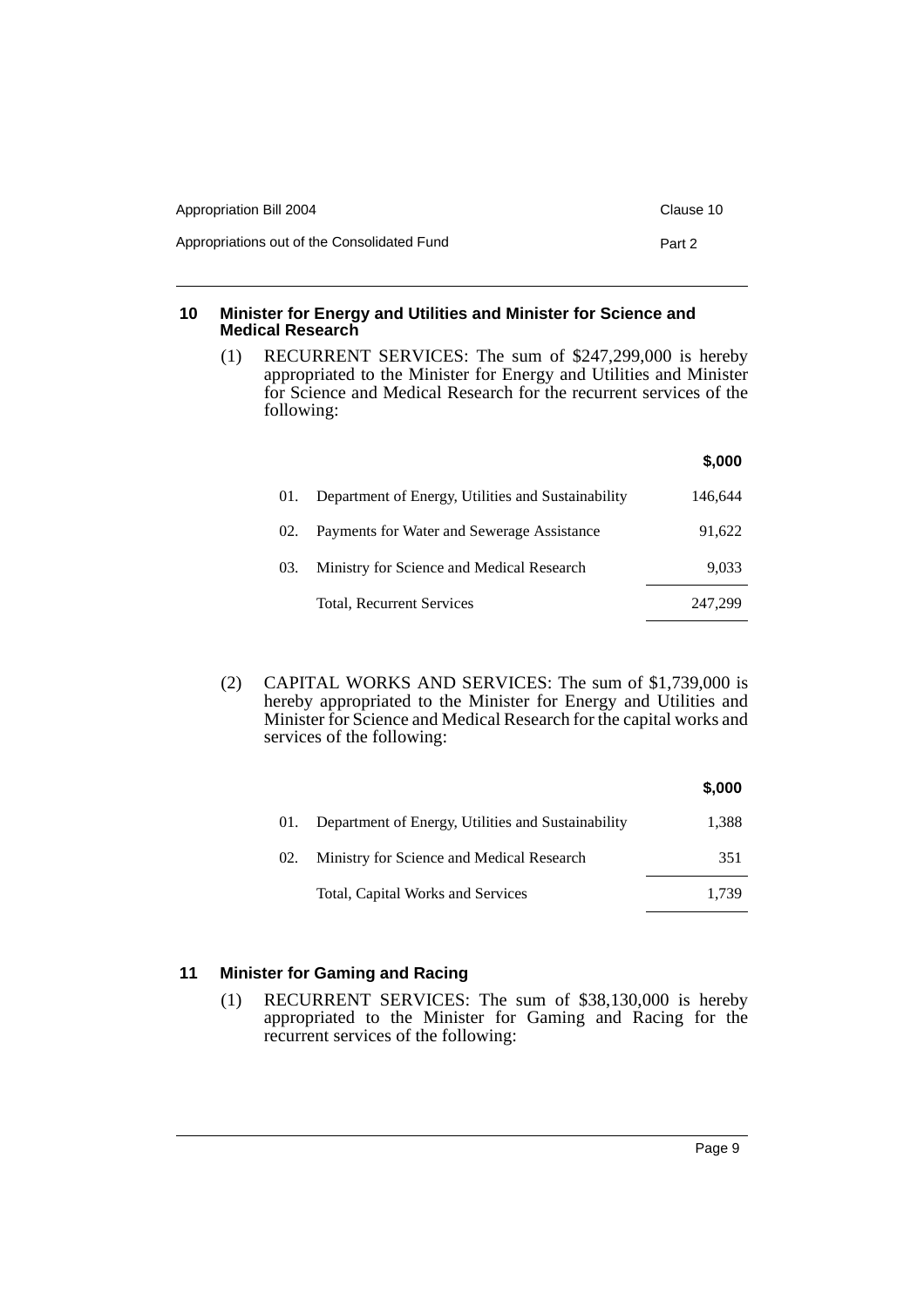## 10 Minister for Energy and Utilities and Minister for Science and Medical Research

(1) RECURRENT SERVICES: The sum of $247,299,000 is hereby appropriated to the Minister for Energy and Utilities and Minister for Science and Medical Research for the recurrent services of the following:

| | | $,000 |
|---|---|---|
| 01. | Department of Energy, Utilities and Sustainability | 146,644 |
| 02. | Payments for Water and Sewerage Assistance | 91,622 |
| 03. | Ministry for Science and Medical Research | 9,033 |
| | Total, Recurrent Services | 247,299 |

(2) CAPITAL WORKS AND SERVICES: The sum of $1,739,000 is hereby appropriated to the Minister for Energy and Utilities and Minister for Science and Medical Research for the capital works and services of the following:

| | | $,000 |
|---|---|---|
| 01. | Department of Energy, Utilities and Sustainability | 1,388 |
| 02. | Ministry for Science and Medical Research | 351 |
| | Total, Capital Works and Services | 1,739 |

## 11 Minister for Gaming and Racing

(1) RECURRENT SERVICES: The sum of $38,130,000 is hereby appropriated to the Minister for Gaming and Racing for the recurrent services of the following: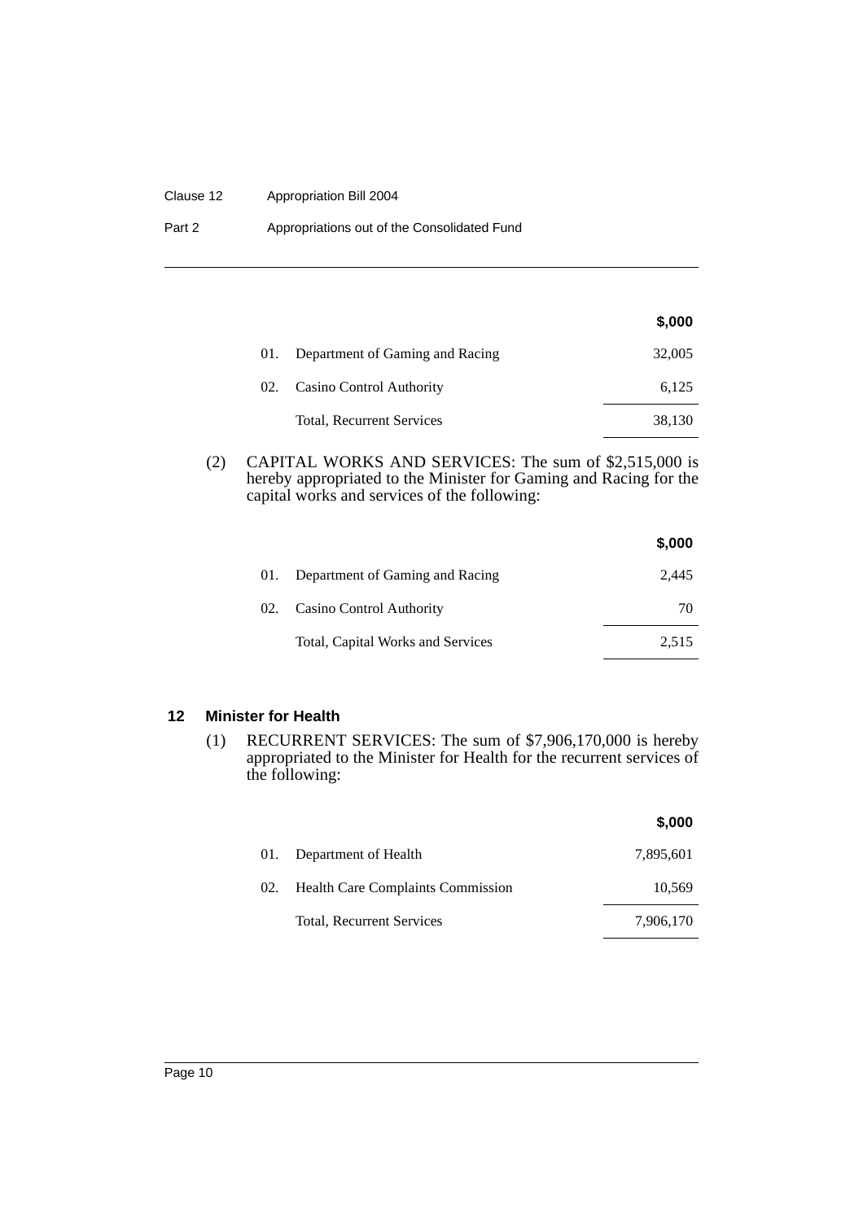| | | $,000 |
|---|---|---|
| 01. | Department of Gaming and Racing | 32,005 |
| 02. | Casino Control Authority | 6,125 |
| | Total, Recurrent Services | 38,130 |

(2) CAPITAL WORKS AND SERVICES: The sum of $2,515,000 is hereby appropriated to the Minister for Gaming and Racing for the capital works and services of the following:

| | | $,000 |
|---|---|---|
| 01. | Department of Gaming and Racing | 2,445 |
| 02. | Casino Control Authority | 70 |
| | Total, Capital Works and Services | 2,515 |

## 12 Minister for Health

(1) RECURRENT SERVICES: The sum of $7,906,170,000 is hereby appropriated to the Minister for Health for the recurrent services of the following:

| | | $,000 |
|---|---|---|
| 01. | Department of Health | 7,895,601 |
| 02. | Health Care Complaints Commission | 10,569 |
| | Total, Recurrent Services | 7,906,170 |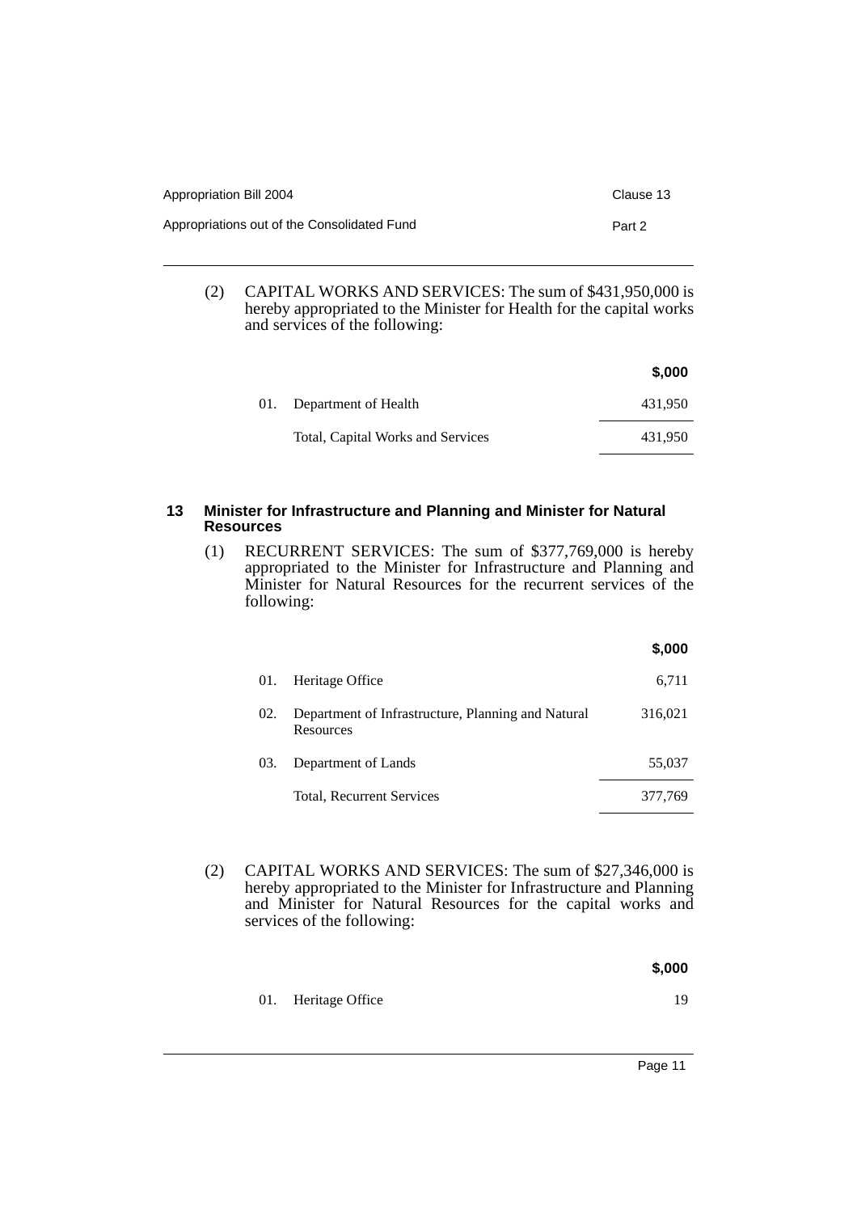(2) CAPITAL WORKS AND SERVICES: The sum of $431,950,000 is hereby appropriated to the Minister for Health for the capital works and services of the following:

| | | $,000 |
|---|---|---|
| 01. | Department of Health | 431,950 |
| | Total, Capital Works and Services | 431,950 |

## 13 Minister for Infrastructure and Planning and Minister for Natural Resources

(1) RECURRENT SERVICES: The sum of $377,769,000 is hereby appropriated to the Minister for Infrastructure and Planning and Minister for Natural Resources for the recurrent services of the following:

| | | $,000 |
|---|---|---|
| 01. | Heritage Office | 6,711 |
| 02. | Department of Infrastructure, Planning and Natural Resources | 316,021 |
| 03. | Department of Lands | 55,037 |
| | Total, Recurrent Services | 377,769 |

(2) CAPITAL WORKS AND SERVICES: The sum of $27,346,000 is hereby appropriated to the Minister for Infrastructure and Planning and Minister for Natural Resources for the capital works and services of the following:

| | | $,000 |
|---|---|---|
| 01. | Heritage Office | 19 |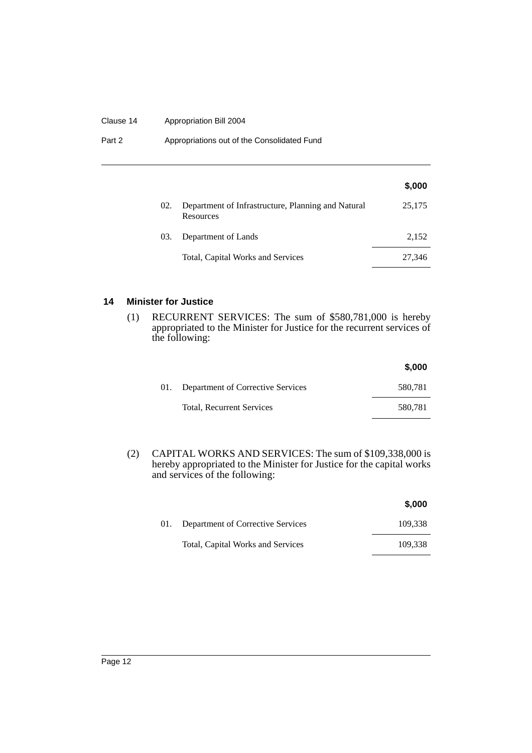| | | $,000 |
|---|---|---|
| 02. | Department of Infrastructure, Planning and Natural Resources | 25,175 |
| 03. | Department of Lands | 2,152 |
| | Total, Capital Works and Services | 27,346 |

### 14 Minister for Justice

(1) RECURRENT SERVICES: The sum of $580,781,000 is hereby appropriated to the Minister for Justice for the recurrent services of the following:

| | | $,000 |
|---|---|---|
| 01. | Department of Corrective Services | 580,781 |
| | Total, Recurrent Services | 580,781 |

(2) CAPITAL WORKS AND SERVICES: The sum of $109,338,000 is hereby appropriated to the Minister for Justice for the capital works and services of the following:

| | | $,000 |
|---|---|---|
| 01. | Department of Corrective Services | 109,338 |
| | Total, Capital Works and Services | 109,338 |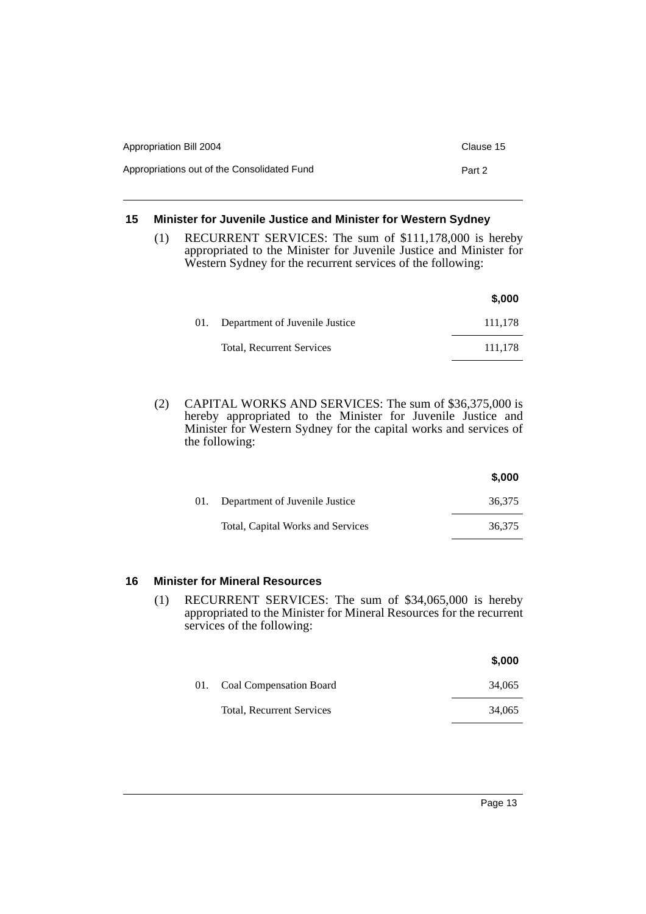## 15 Minister for Juvenile Justice and Minister for Western Sydney

(1) RECURRENT SERVICES: The sum of $111,178,000 is hereby appropriated to the Minister for Juvenile Justice and Minister for Western Sydney for the recurrent services of the following:

| | | $,000 |
|---|---|---|
| 01. | Department of Juvenile Justice | 111,178 |
| | Total, Recurrent Services | 111,178 |

(2) CAPITAL WORKS AND SERVICES: The sum of $36,375,000 is hereby appropriated to the Minister for Juvenile Justice and Minister for Western Sydney for the capital works and services of the following:

| | | $,000 |
|---|---|---|
| 01. | Department of Juvenile Justice | 36,375 |
| | Total, Capital Works and Services | 36,375 |

## 16 Minister for Mineral Resources

(1) RECURRENT SERVICES: The sum of $34,065,000 is hereby appropriated to the Minister for Mineral Resources for the recurrent services of the following:

| | | $,000 |
|---|---|---|
| 01. | Coal Compensation Board | 34,065 |
| | Total, Recurrent Services | 34,065 |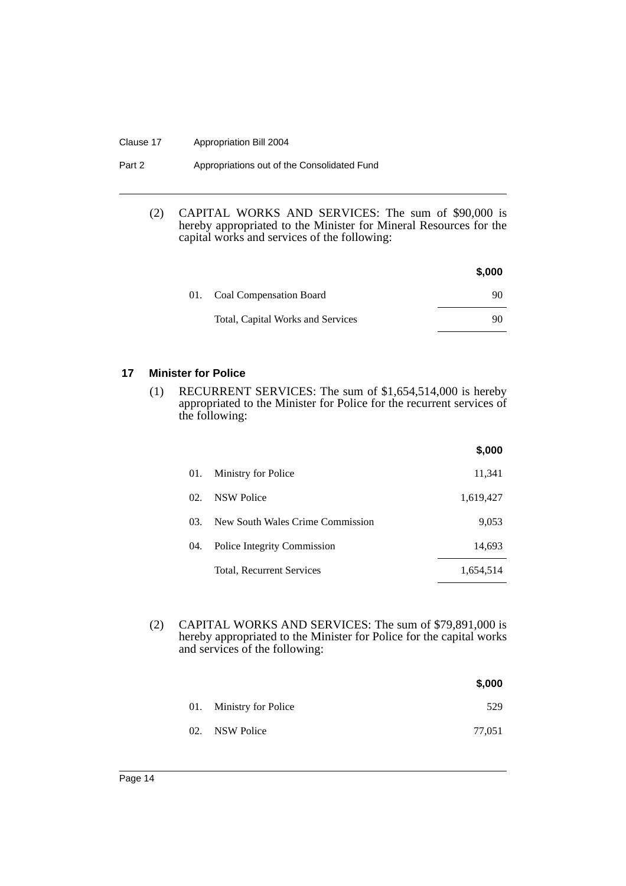(2) CAPITAL WORKS AND SERVICES: The sum of $90,000 is hereby appropriated to the Minister for Mineral Resources for the capital works and services of the following:

| | | $,000 |
|---|---|---|
| 01. | Coal Compensation Board | 90 |
| | Total, Capital Works and Services | 90 |

## 17 Minister for Police

(1) RECURRENT SERVICES: The sum of $1,654,514,000 is hereby appropriated to the Minister for Police for the recurrent services of the following:

| | | $,000 |
|---|---|---|
| 01. | Ministry for Police | 11,341 |
| 02. | NSW Police | 1,619,427 |
| 03. | New South Wales Crime Commission | 9,053 |
| 04. | Police Integrity Commission | 14,693 |
| | Total, Recurrent Services | 1,654,514 |

(2) CAPITAL WORKS AND SERVICES: The sum of $79,891,000 is hereby appropriated to the Minister for Police for the capital works and services of the following:

| | | $,000 |
|---|---|---|
| 01. | Ministry for Police | 529 |
| 02. | NSW Police | 77,051 |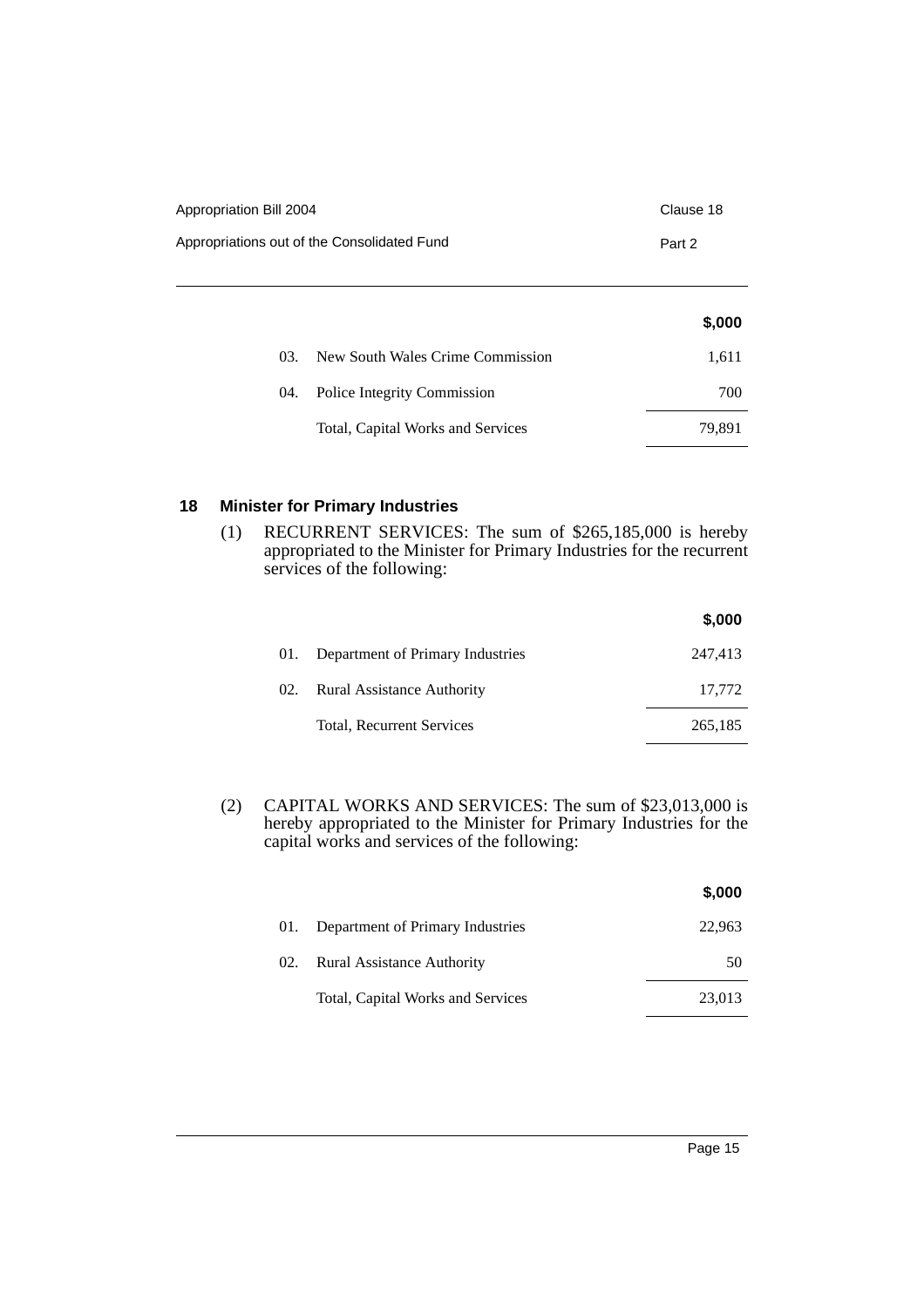| | | $,000 |
|---|---|---|
| 03. | New South Wales Crime Commission | 1,611 |
| 04. | Police Integrity Commission | 700 |
| | Total, Capital Works and Services | 79,891 |

## 18 Minister for Primary Industries

(1) RECURRENT SERVICES: The sum of $265,185,000 is hereby appropriated to the Minister for Primary Industries for the recurrent services of the following:

| | | $,000 |
|---|---|---|
| 01. | Department of Primary Industries | 247,413 |
| 02. | Rural Assistance Authority | 17,772 |
| | Total, Recurrent Services | 265,185 |

(2) CAPITAL WORKS AND SERVICES: The sum of $23,013,000 is hereby appropriated to the Minister for Primary Industries for the capital works and services of the following:

| | | $,000 |
|---|---|---|
| 01. | Department of Primary Industries | 22,963 |
| 02. | Rural Assistance Authority | 50 |
| | Total, Capital Works and Services | 23,013 |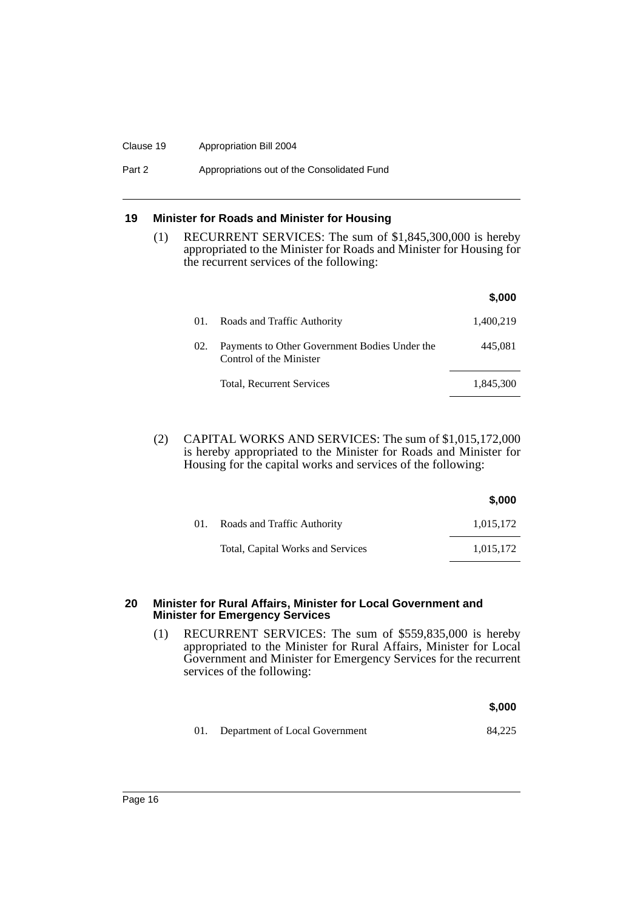## 19 Minister for Roads and Minister for Housing

(1) RECURRENT SERVICES: The sum of $1,845,300,000 is hereby appropriated to the Minister for Roads and Minister for Housing for the recurrent services of the following:

| | | $,000 |
|---|---|---|
| 01. | Roads and Traffic Authority | 1,400,219 |
| 02. | Payments to Other Government Bodies Under the Control of the Minister | 445,081 |
| | Total, Recurrent Services | 1,845,300 |

(2) CAPITAL WORKS AND SERVICES: The sum of $1,015,172,000 is hereby appropriated to the Minister for Roads and Minister for Housing for the capital works and services of the following:

| | | $,000 |
|---|---|---|
| 01. | Roads and Traffic Authority | 1,015,172 |
| | Total, Capital Works and Services | 1,015,172 |

## 20 Minister for Rural Affairs, Minister for Local Government and Minister for Emergency Services

(1) RECURRENT SERVICES: The sum of $559,835,000 is hereby appropriated to the Minister for Rural Affairs, Minister for Local Government and Minister for Emergency Services for the recurrent services of the following:

| | | $,000 |
|---|---|---|
| 01. | Department of Local Government | 84,225 |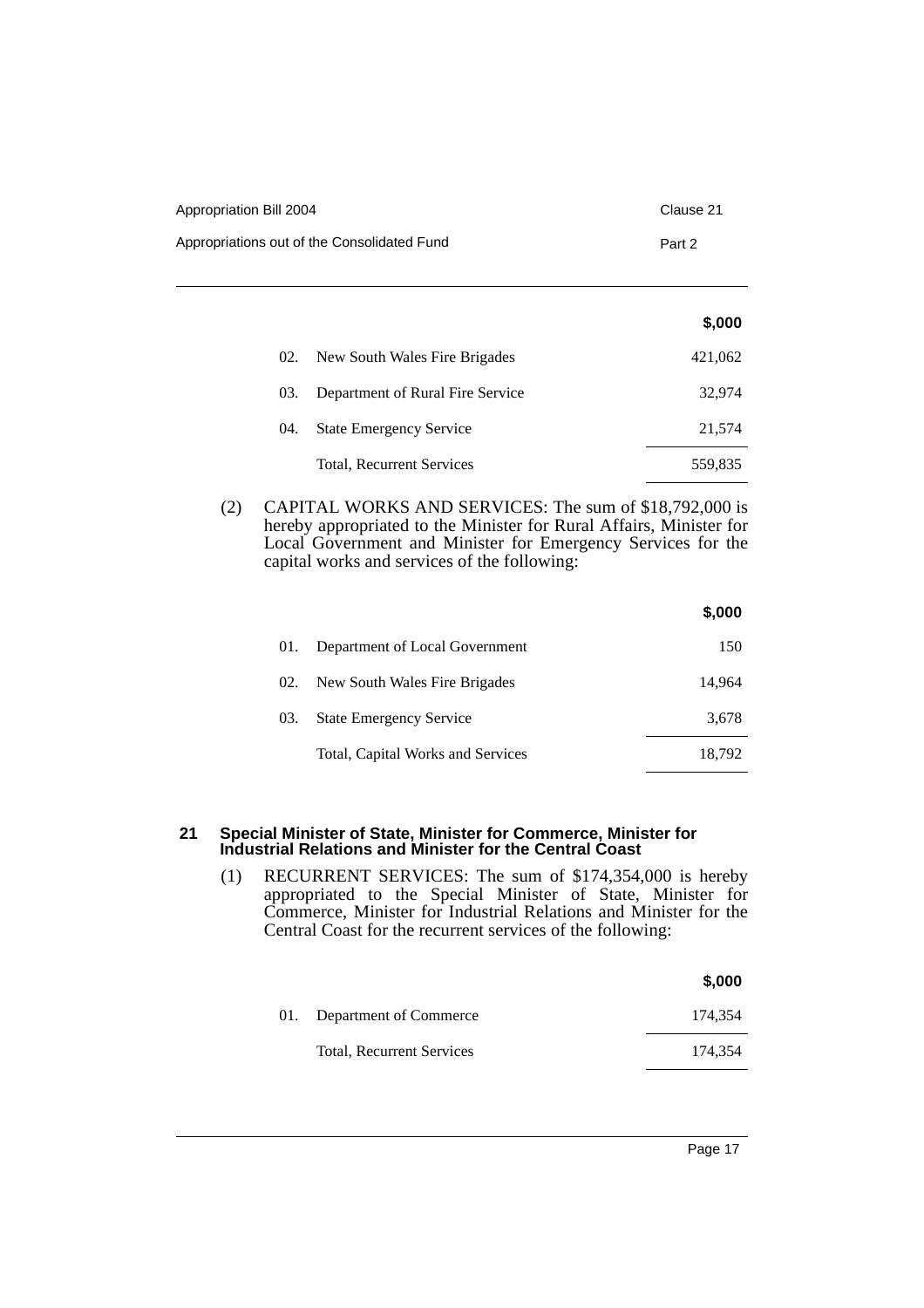|  |  | $,000 |
| --- | --- | --- |
| 02. | New South Wales Fire Brigades | 421,062 |
| 03. | Department of Rural Fire Service | 32,974 |
| 04. | State Emergency Service | 21,574 |
|  | Total, Recurrent Services | 559,835 |

(2) CAPITAL WORKS AND SERVICES: The sum of $18,792,000 is hereby appropriated to the Minister for Rural Affairs, Minister for Local Government and Minister for Emergency Services for the capital works and services of the following:

|  |  | $,000 |
| --- | --- | --- |
| 01. | Department of Local Government | 150 |
| 02. | New South Wales Fire Brigades | 14,964 |
| 03. | State Emergency Service | 3,678 |
|  | Total, Capital Works and Services | 18,792 |

## 21 Special Minister of State, Minister for Commerce, Minister for Industrial Relations and Minister for the Central Coast

(1) RECURRENT SERVICES: The sum of $174,354,000 is hereby appropriated to the Special Minister of State, Minister for Commerce, Minister for Industrial Relations and Minister for the Central Coast for the recurrent services of the following:

|  |  | $,000 |
| --- | --- | --- |
| 01. | Department of Commerce | 174,354 |
|  | Total, Recurrent Services | 174,354 |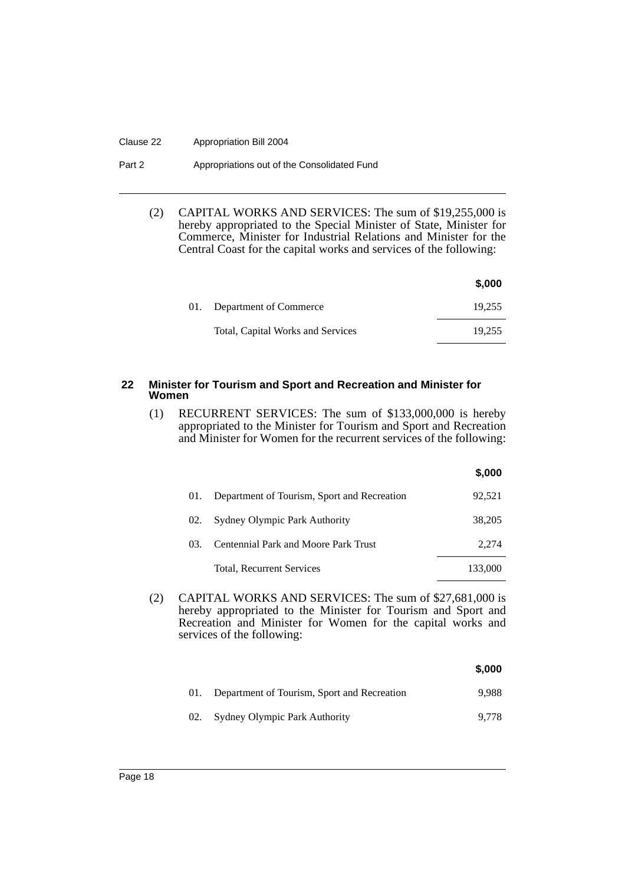(2) CAPITAL WORKS AND SERVICES: The sum of $19,255,000 is hereby appropriated to the Special Minister of State, Minister for Commerce, Minister for Industrial Relations and Minister for the Central Coast for the capital works and services of the following:

| | | $,000 |
|---|---|---|
| 01. | Department of Commerce | 19,255 |
| | Total, Capital Works and Services | 19,255 |

## 22 Minister for Tourism and Sport and Recreation and Minister for Women

(1) RECURRENT SERVICES: The sum of $133,000,000 is hereby appropriated to the Minister for Tourism and Sport and Recreation and Minister for Women for the recurrent services of the following:

| | | $,000 |
|---|---|---|
| 01. | Department of Tourism, Sport and Recreation | 92,521 |
| 02. | Sydney Olympic Park Authority | 38,205 |
| 03. | Centennial Park and Moore Park Trust | 2,274 |
| | Total, Recurrent Services | 133,000 |

(2) CAPITAL WORKS AND SERVICES: The sum of $27,681,000 is hereby appropriated to the Minister for Tourism and Sport and Recreation and Minister for Women for the capital works and services of the following:

| | | $,000 |
|---|---|---|
| 01. | Department of Tourism, Sport and Recreation | 9,988 |
| 02. | Sydney Olympic Park Authority | 9,778 |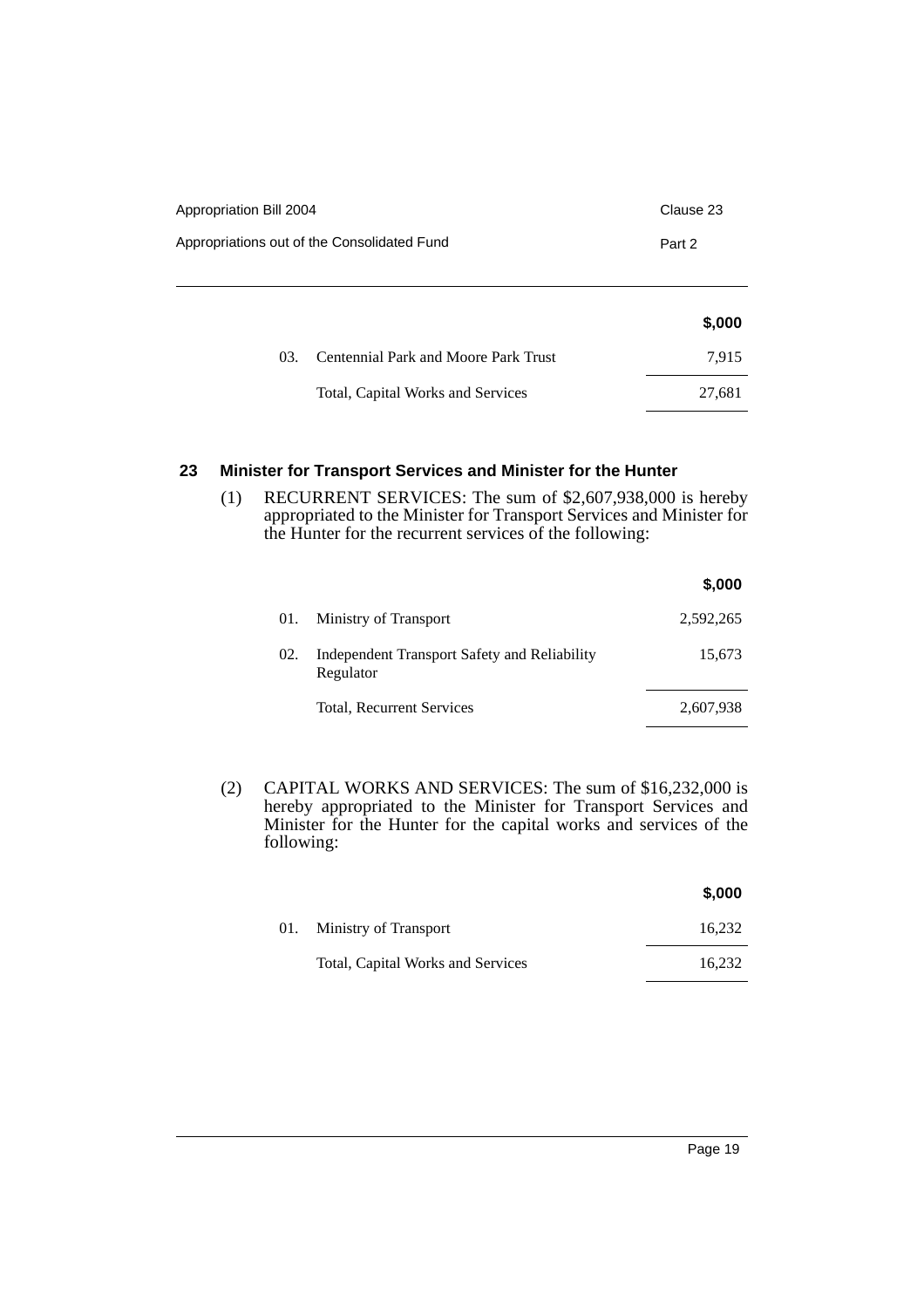| | | $,000 |
|---|---|---|
| 03. | Centennial Park and Moore Park Trust | 7,915 |
| | Total, Capital Works and Services | 27,681 |

## 23 Minister for Transport Services and Minister for the Hunter

(1) RECURRENT SERVICES: The sum of $2,607,938,000 is hereby appropriated to the Minister for Transport Services and Minister for the Hunter for the recurrent services of the following:

| | | $,000 |
|---|---|---|
| 01. | Ministry of Transport | 2,592,265 |
| 02. | Independent Transport Safety and Reliability Regulator | 15,673 |
| | Total, Recurrent Services | 2,607,938 |

(2) CAPITAL WORKS AND SERVICES: The sum of $16,232,000 is hereby appropriated to the Minister for Transport Services and Minister for the Hunter for the capital works and services of the following:

| | | $,000 |
|---|---|---|
| 01. | Ministry of Transport | 16,232 |
| | Total, Capital Works and Services | 16,232 |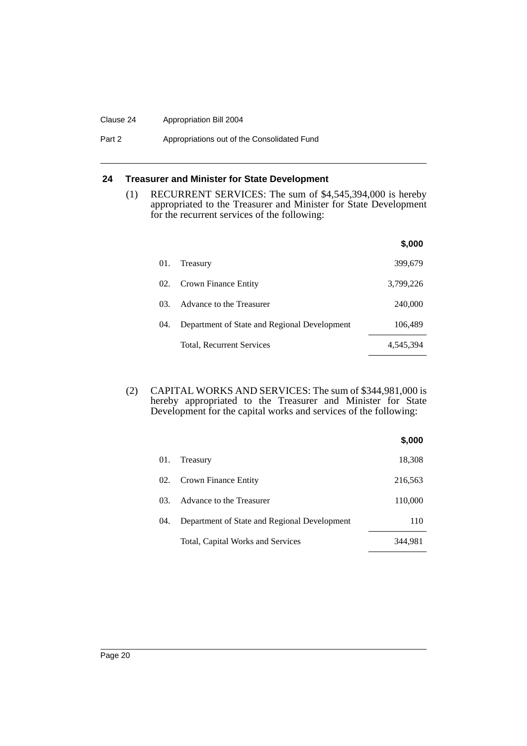## 24 Treasurer and Minister for State Development

(1) RECURRENT SERVICES: The sum of $4,545,394,000 is hereby appropriated to the Treasurer and Minister for State Development for the recurrent services of the following:

| | | $,000 |
|---|---|---|
| 01. | Treasury | 399,679 |
| 02. | Crown Finance Entity | 3,799,226 |
| 03. | Advance to the Treasurer | 240,000 |
| 04. | Department of State and Regional Development | 106,489 |
| | Total, Recurrent Services | 4,545,394 |

(2) CAPITAL WORKS AND SERVICES: The sum of $344,981,000 is hereby appropriated to the Treasurer and Minister for State Development for the capital works and services of the following:

| | | $,000 |
|---|---|---|
| 01. | Treasury | 18,308 |
| 02. | Crown Finance Entity | 216,563 |
| 03. | Advance to the Treasurer | 110,000 |
| 04. | Department of State and Regional Development | 110 |
| | Total, Capital Works and Services | 344,981 |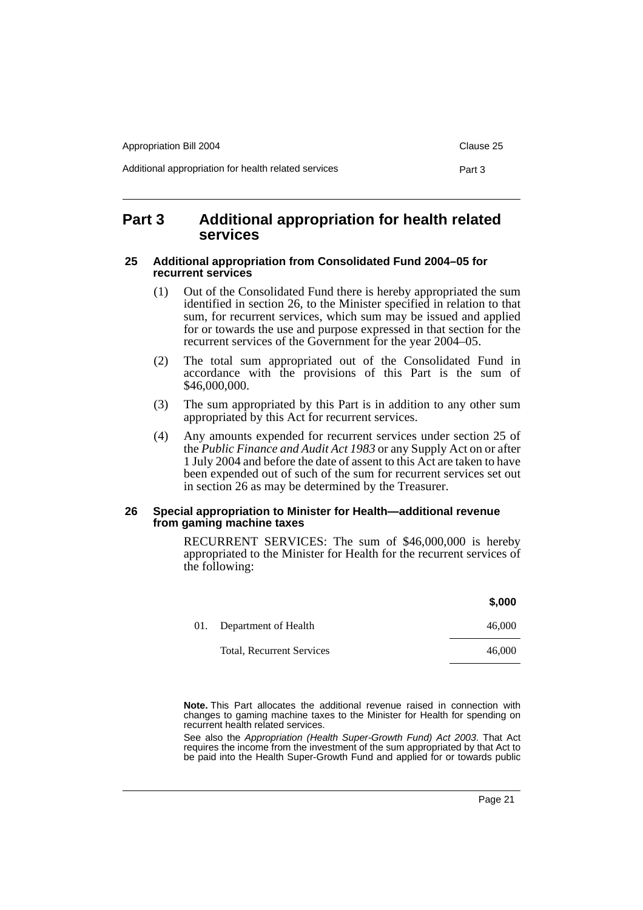# Part 3 Additional appropriation for health related services

### 25 Additional appropriation from Consolidated Fund 2004–05 for recurrent services

(1) Out of the Consolidated Fund there is hereby appropriated the sum identified in section 26, to the Minister specified in relation to that sum, for recurrent services, which sum may be issued and applied for or towards the use and purpose expressed in that section for the recurrent services of the Government for the year 2004–05.

(2) The total sum appropriated out of the Consolidated Fund in accordance with the provisions of this Part is the sum of $46,000,000.

(3) The sum appropriated by this Part is in addition to any other sum appropriated by this Act for recurrent services.

(4) Any amounts expended for recurrent services under section 25 of the *Public Finance and Audit Act 1983* or any Supply Act on or after 1 July 2004 and before the date of assent to this Act are taken to have been expended out of such of the sum for recurrent services set out in section 26 as may be determined by the Treasurer.

### 26 Special appropriation to Minister for Health—additional revenue from gaming machine taxes

RECURRENT SERVICES: The sum of $46,000,000 is hereby appropriated to the Minister for Health for the recurrent services of the following:

| | | **$,000** |
|---|---|---|
| 01. | Department of Health | 46,000 |
| | Total, Recurrent Services | 46,000 |

**Note.** This Part allocates the additional revenue raised in connection with changes to gaming machine taxes to the Minister for Health for spending on recurrent health related services.

See also the *Appropriation (Health Super-Growth Fund) Act 2003*. That Act requires the income from the investment of the sum appropriated by that Act to be paid into the Health Super-Growth Fund and applied for or towards public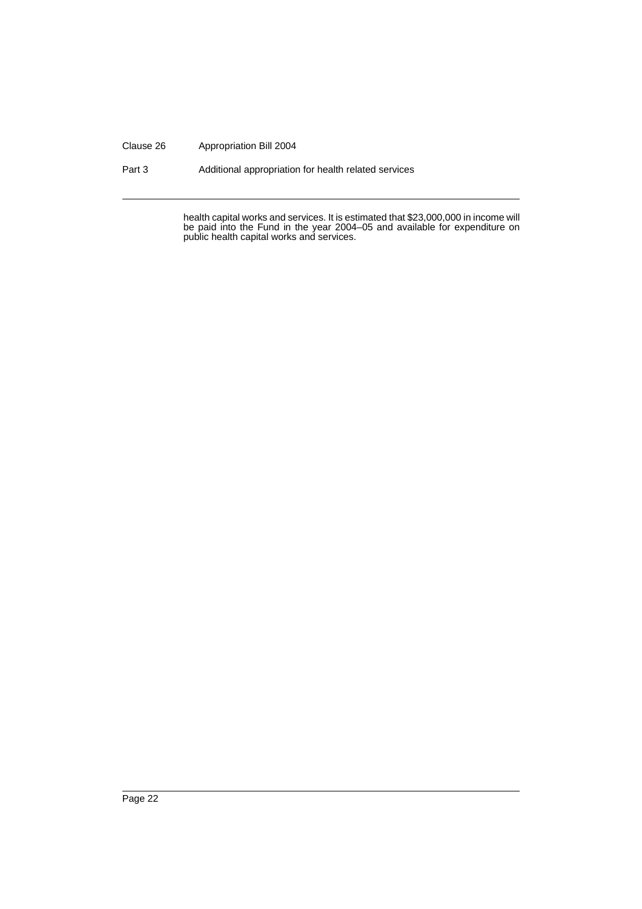health capital works and services. It is estimated that $23,000,000 in income will be paid into the Fund in the year 2004–05 and available for expenditure on public health capital works and services.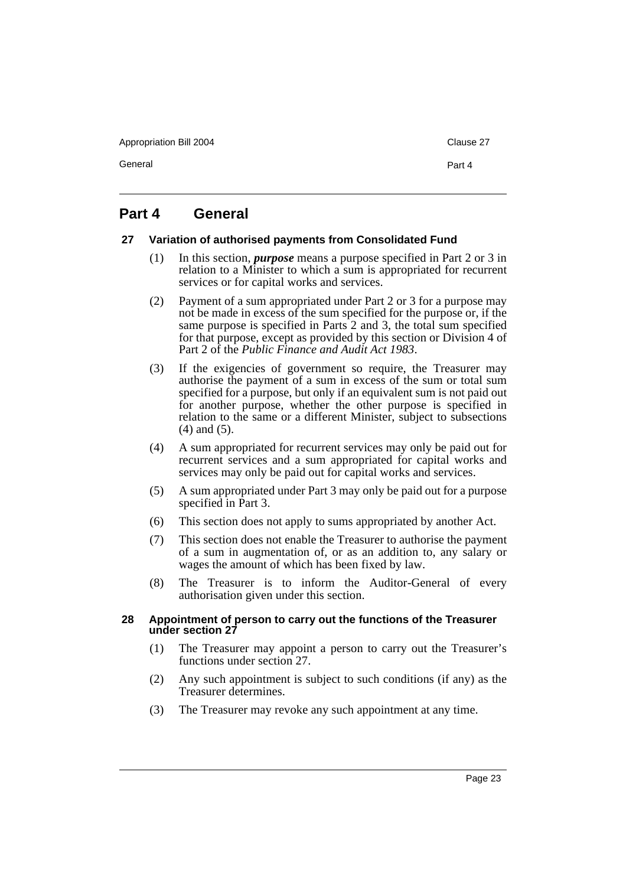# Part 4 General

## 27 Variation of authorised payments from Consolidated Fund

(1) In this section, ***purpose*** means a purpose specified in Part 2 or 3 in relation to a Minister to which a sum is appropriated for recurrent services or for capital works and services.

(2) Payment of a sum appropriated under Part 2 or 3 for a purpose may not be made in excess of the sum specified for the purpose or, if the same purpose is specified in Parts 2 and 3, the total sum specified for that purpose, except as provided by this section or Division 4 of Part 2 of the *Public Finance and Audit Act 1983*.

(3) If the exigencies of government so require, the Treasurer may authorise the payment of a sum in excess of the sum or total sum specified for a purpose, but only if an equivalent sum is not paid out for another purpose, whether the other purpose is specified in relation to the same or a different Minister, subject to subsections (4) and (5).

(4) A sum appropriated for recurrent services may only be paid out for recurrent services and a sum appropriated for capital works and services may only be paid out for capital works and services.

(5) A sum appropriated under Part 3 may only be paid out for a purpose specified in Part 3.

(6) This section does not apply to sums appropriated by another Act.

(7) This section does not enable the Treasurer to authorise the payment of a sum in augmentation of, or as an addition to, any salary or wages the amount of which has been fixed by law.

(8) The Treasurer is to inform the Auditor-General of every authorisation given under this section.

## 28 Appointment of person to carry out the functions of the Treasurer under section 27

(1) The Treasurer may appoint a person to carry out the Treasurer's functions under section 27.

(2) Any such appointment is subject to such conditions (if any) as the Treasurer determines.

(3) The Treasurer may revoke any such appointment at any time.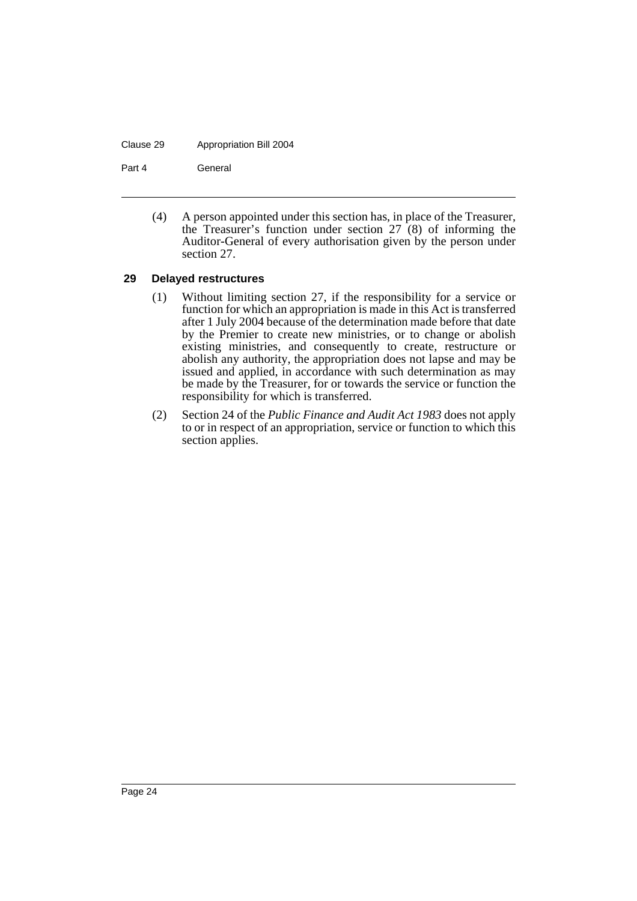(4) A person appointed under this section has, in place of the Treasurer, the Treasurer's function under section 27 (8) of informing the Auditor-General of every authorisation given by the person under section 27.

### 29 Delayed restructures

(1) Without limiting section 27, if the responsibility for a service or function for which an appropriation is made in this Act is transferred after 1 July 2004 because of the determination made before that date by the Premier to create new ministries, or to change or abolish existing ministries, and consequently to create, restructure or abolish any authority, the appropriation does not lapse and may be issued and applied, in accordance with such determination as may be made by the Treasurer, for or towards the service or function the responsibility for which is transferred.

(2) Section 24 of the *Public Finance and Audit Act 1983* does not apply to or in respect of an appropriation, service or function to which this section applies.